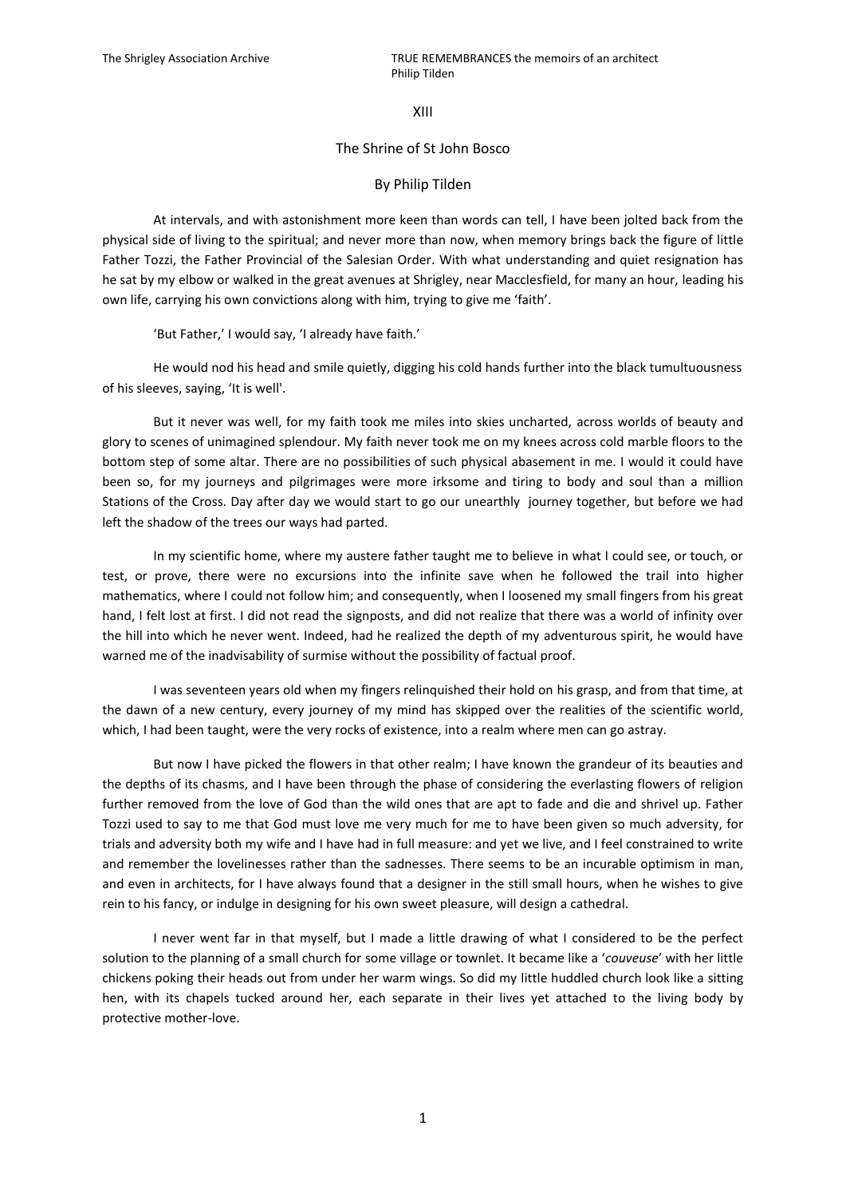# XIII

## The Shrine of St John Bosco

### By Philip Tilden

At intervals, and with astonishment more keen than words can tell, I have been jolted back from the physical side of living to the spiritual; and never more than now, when memory brings back the figure of little Father Tozzi, the Father Provincial of the Salesian Order. With what understanding and quiet resignation has he sat by my elbow or walked in the great avenues at Shrigley, near Macclesfield, for many an hour, leading his own life, carrying his own convictions along with him, trying to give me 'faith'.

'But Father,' I would say, 'I already have faith.'

He would nod his head and smile quietly, digging his cold hands further into the black tumultuousness of his sleeves, saying, 'It is well'.

But it never was well, for my faith took me miles into skies uncharted, across worlds of beauty and glory to scenes of unimagined splendour. My faith never took me on my knees across cold marble floors to the bottom step of some altar. There are no possibilities of such physical abasement in me. I would it could have been so, for my journeys and pilgrimages were more irksome and tiring to body and soul than a million Stations of the Cross. Day after day we would start to go our unearthly journey together, but before we had left the shadow of the trees our ways had parted.

In my scientific home, where my austere father taught me to believe in what I could see, or touch, or test, or prove, there were no excursions into the infinite save when he followed the trail into higher mathematics, where I could not follow him; and consequently, when I loosened my small fingers from his great hand, I felt lost at first. I did not read the signposts, and did not realize that there was a world of infinity over the hill into which he never went. Indeed, had he realized the depth of my adventurous spirit, he would have warned me of the inadvisability of surmise without the possibility of factual proof.

I was seventeen years old when my fingers relinquished their hold on his grasp, and from that time, at the dawn of a new century, every journey of my mind has skipped over the realities of the scientific world, which, I had been taught, were the very rocks of existence, into a realm where men can go astray.

But now I have picked the flowers in that other realm; I have known the grandeur of its beauties and the depths of its chasms, and I have been through the phase of considering the everlasting flowers of religion further removed from the love of God than the wild ones that are apt to fade and die and shrivel up. Father Tozzi used to say to me that God must love me very much for me to have been given so much adversity, for trials and adversity both my wife and I have had in full measure: and yet we live, and I feel constrained to write and remember the lovelinesses rather than the sadnesses. There seems to be an incurable optimism in man, and even in architects, for I have always found that a designer in the still small hours, when he wishes to give rein to his fancy, or indulge in designing for his own sweet pleasure, will design a cathedral.

I never went far in that myself, but I made a little drawing of what I considered to be the perfect solution to the planning of a small church for some village or townlet. It became like a '*couveuse*' with her little chickens poking their heads out from under her warm wings. So did my little huddled church look like a sitting hen, with its chapels tucked around her, each separate in their lives yet attached to the living body by protective mother-love.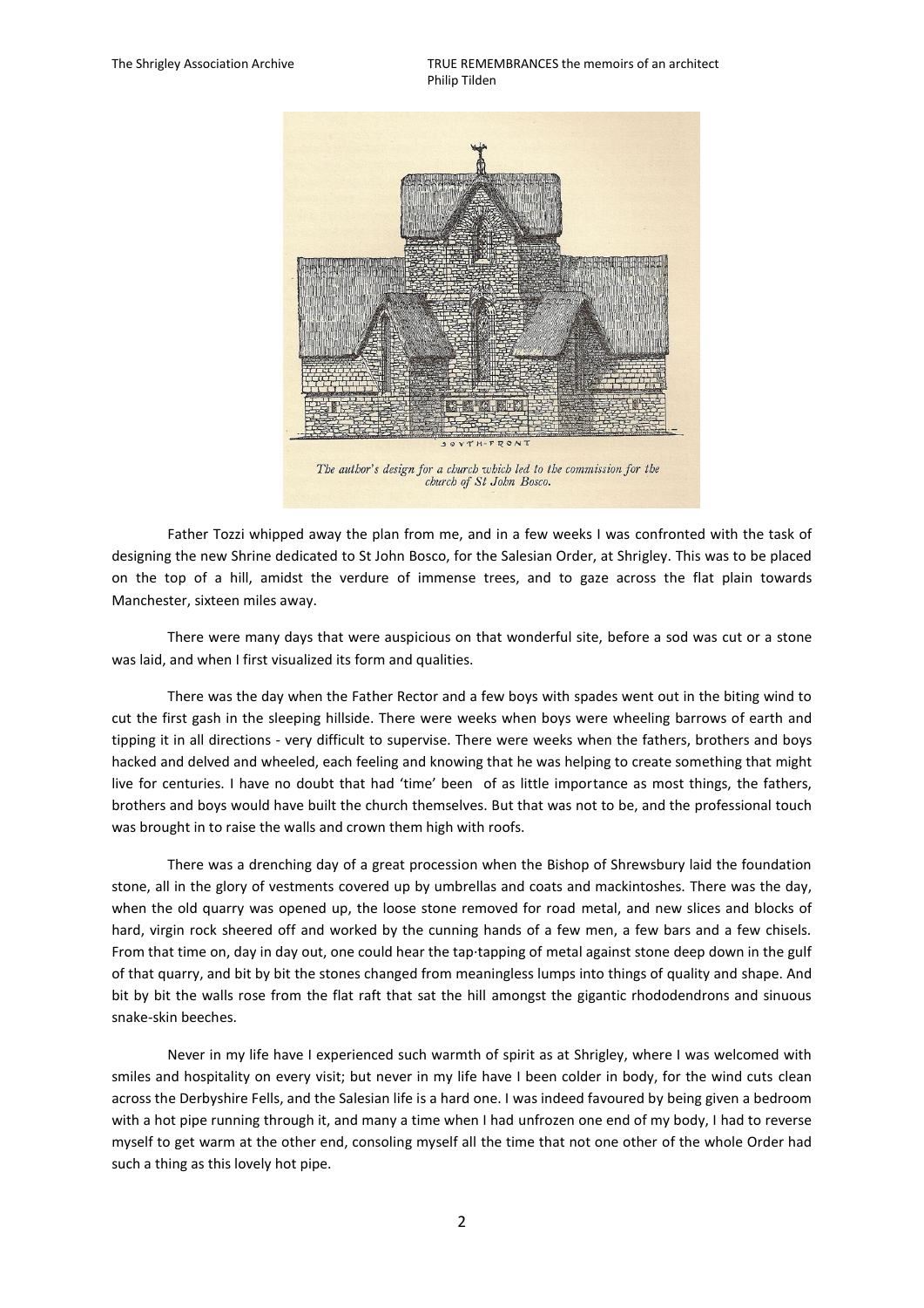*The author's design for a church which led to the commission for the church of St John Bosco.*

Father Tozzi whipped away the plan from me, and in a few weeks I was confronted with the task of designing the new Shrine dedicated to St John Bosco, for the Salesian Order, at Shrigley. This was to be placed on the top of a hill, amidst the verdure of immense trees, and to gaze across the flat plain towards Manchester, sixteen miles away.

There were many days that were auspicious on that wonderful site, before a sod was cut or a stone was laid, and when I first visualized its form and qualities.

There was the day when the Father Rector and a few boys with spades went out in the biting wind to cut the first gash in the sleeping hillside. There were weeks when boys were wheeling barrows of earth and tipping it in all directions - very difficult to supervise. There were weeks when the fathers, brothers and boys hacked and delved and wheeled, each feeling and knowing that he was helping to create something that might live for centuries. I have no doubt that had 'time' been of as little importance as most things, the fathers, brothers and boys would have built the church themselves. But that was not to be, and the professional touch was brought in to raise the walls and crown them high with roofs.

There was a drenching day of a great procession when the Bishop of Shrewsbury laid the foundation stone, all in the glory of vestments covered up by umbrellas and coats and mackintoshes. There was the day, when the old quarry was opened up, the loose stone removed for road metal, and new slices and blocks of hard, virgin rock sheered off and worked by the cunning hands of a few men, a few bars and a few chisels. From that time on, day in day out, one could hear the tap·tapping of metal against stone deep down in the gulf of that quarry, and bit by bit the stones changed from meaningless lumps into things of quality and shape. And bit by bit the walls rose from the flat raft that sat the hill amongst the gigantic rhododendrons and sinuous snake-skin beeches.

Never in my life have I experienced such warmth of spirit as at Shrigley, where I was welcomed with smiles and hospitality on every visit; but never in my life have I been colder in body, for the wind cuts clean across the Derbyshire Fells, and the Salesian life is a hard one. I was indeed favoured by being given a bedroom with a hot pipe running through it, and many a time when I had unfrozen one end of my body, I had to reverse myself to get warm at the other end, consoling myself all the time that not one other of the whole Order had such a thing as this lovely hot pipe.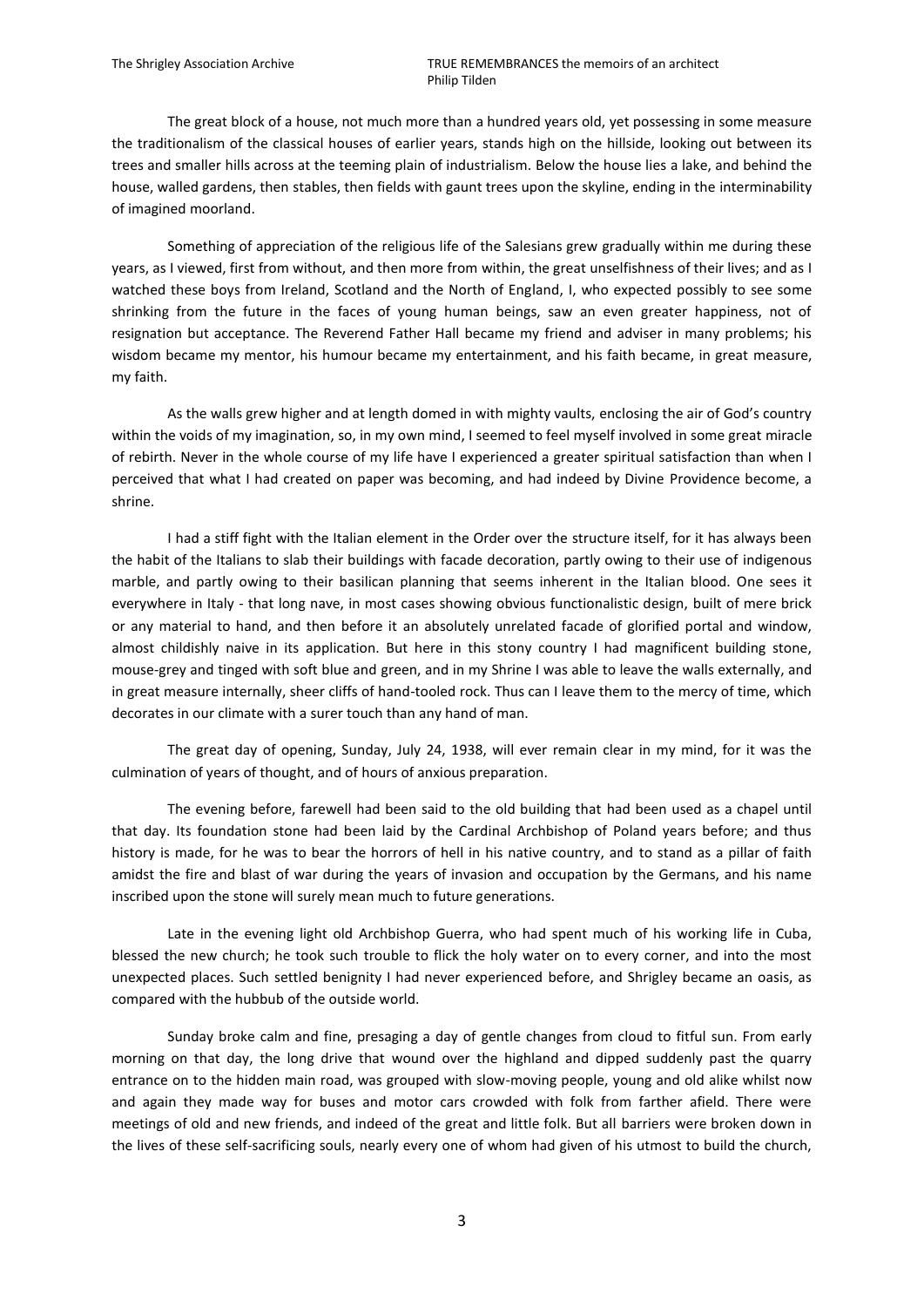The great block of a house, not much more than a hundred years old, yet possessing in some measure the traditionalism of the classical houses of earlier years, stands high on the hillside, looking out between its trees and smaller hills across at the teeming plain of industrialism. Below the house lies a lake, and behind the house, walled gardens, then stables, then fields with gaunt trees upon the skyline, ending in the interminability of imagined moorland.

Something of appreciation of the religious life of the Salesians grew gradually within me during these years, as I viewed, first from without, and then more from within, the great unselfishness of their lives; and as I watched these boys from Ireland, Scotland and the North of England, I, who expected possibly to see some shrinking from the future in the faces of young human beings, saw an even greater happiness, not of resignation but acceptance. The Reverend Father Hall became my friend and adviser in many problems; his wisdom became my mentor, his humour became my entertainment, and his faith became, in great measure, my faith.

As the walls grew higher and at length domed in with mighty vaults, enclosing the air of God's country within the voids of my imagination, so, in my own mind, I seemed to feel myself involved in some great miracle of rebirth. Never in the whole course of my life have I experienced a greater spiritual satisfaction than when I perceived that what I had created on paper was becoming, and had indeed by Divine Providence become, a shrine.

I had a stiff fight with the Italian element in the Order over the structure itself, for it has always been the habit of the Italians to slab their buildings with facade decoration, partly owing to their use of indigenous marble, and partly owing to their basilican planning that seems inherent in the Italian blood. One sees it everywhere in Italy - that long nave, in most cases showing obvious functionalistic design, built of mere brick or any material to hand, and then before it an absolutely unrelated facade of glorified portal and window, almost childishly naive in its application. But here in this stony country I had magnificent building stone, mouse-grey and tinged with soft blue and green, and in my Shrine I was able to leave the walls externally, and in great measure internally, sheer cliffs of hand-tooled rock. Thus can I leave them to the mercy of time, which decorates in our climate with a surer touch than any hand of man.

The great day of opening, Sunday, July 24, 1938, will ever remain clear in my mind, for it was the culmination of years of thought, and of hours of anxious preparation.

The evening before, farewell had been said to the old building that had been used as a chapel until that day. Its foundation stone had been laid by the Cardinal Archbishop of Poland years before; and thus history is made, for he was to bear the horrors of hell in his native country, and to stand as a pillar of faith amidst the fire and blast of war during the years of invasion and occupation by the Germans, and his name inscribed upon the stone will surely mean much to future generations.

Late in the evening light old Archbishop Guerra, who had spent much of his working life in Cuba, blessed the new church; he took such trouble to flick the holy water on to every corner, and into the most unexpected places. Such settled benignity I had never experienced before, and Shrigley became an oasis, as compared with the hubbub of the outside world.

Sunday broke calm and fine, presaging a day of gentle changes from cloud to fitful sun. From early morning on that day, the long drive that wound over the highland and dipped suddenly past the quarry entrance on to the hidden main road, was grouped with slow-moving people, young and old alike whilst now and again they made way for buses and motor cars crowded with folk from farther afield. There were meetings of old and new friends, and indeed of the great and little folk. But all barriers were broken down in the lives of these self-sacrificing souls, nearly every one of whom had given of his utmost to build the church,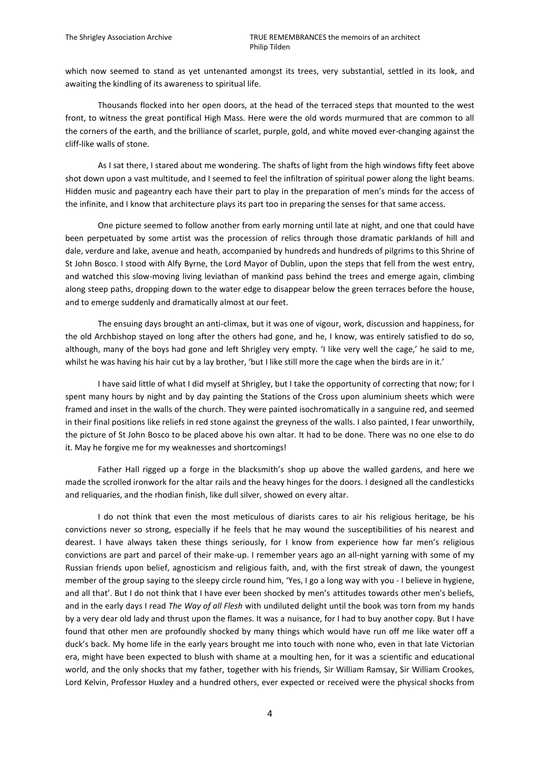which now seemed to stand as yet untenanted amongst its trees, very substantial, settled in its look, and awaiting the kindling of its awareness to spiritual life.

Thousands flocked into her open doors, at the head of the terraced steps that mounted to the west front, to witness the great pontifical High Mass. Here were the old words murmured that are common to all the corners of the earth, and the brilliance of scarlet, purple, gold, and white moved ever-changing against the cliff-like walls of stone.

As I sat there, I stared about me wondering. The shafts of light from the high windows fifty feet above shot down upon a vast multitude, and I seemed to feel the infiltration of spiritual power along the light beams. Hidden music and pageantry each have their part to play in the preparation of men's minds for the access of the infinite, and I know that architecture plays its part too in preparing the senses for that same access.

One picture seemed to follow another from early morning until late at night, and one that could have been perpetuated by some artist was the procession of relics through those dramatic parklands of hill and dale, verdure and lake, avenue and heath, accompanied by hundreds and hundreds of pilgrims to this Shrine of St John Bosco. I stood with Alfy Byrne, the Lord Mayor of Dublin, upon the steps that fell from the west entry, and watched this slow-moving living leviathan of mankind pass behind the trees and emerge again, climbing along steep paths, dropping down to the water edge to disappear below the green terraces before the house, and to emerge suddenly and dramatically almost at our feet.

The ensuing days brought an anti-climax, but it was one of vigour, work, discussion and happiness, for the old Archbishop stayed on long after the others had gone, and he, I know, was entirely satisfied to do so, although, many of the boys had gone and left Shrigley very empty. 'I like very well the cage,' he said to me, whilst he was having his hair cut by a lay brother, 'but I like still more the cage when the birds are in it.'

I have said little of what I did myself at Shrigley, but I take the opportunity of correcting that now; for I spent many hours by night and by day painting the Stations of the Cross upon aluminium sheets which were framed and inset in the walls of the church. They were painted isochromatically in a sanguine red, and seemed in their final positions like reliefs in red stone against the greyness of the walls. I also painted, I fear unworthily, the picture of St John Bosco to be placed above his own altar. It had to be done. There was no one else to do it. May he forgive me for my weaknesses and shortcomings!

Father Hall rigged up a forge in the blacksmith's shop up above the walled gardens, and here we made the scrolled ironwork for the altar rails and the heavy hinges for the doors. I designed all the candlesticks and reliquaries, and the rhodian finish, like dull silver, showed on every altar.

I do not think that even the most meticulous of diarists cares to air his religious heritage, be his convictions never so strong, especially if he feels that he may wound the susceptibilities of his nearest and dearest. I have always taken these things seriously, for I know from experience how far men's religious convictions are part and parcel of their make-up. I remember years ago an all-night yarning with some of my Russian friends upon belief, agnosticism and religious faith, and, with the first streak of dawn, the youngest member of the group saying to the sleepy circle round him, 'Yes, I go a long way with you - I believe in hygiene, and all that'. But I do not think that I have ever been shocked by men's attitudes towards other men's beliefs, and in the early days I read *The Way of all Flesh* with undiluted delight until the book was torn from my hands by a very dear old lady and thrust upon the flames. It was a nuisance, for I had to buy another copy. But I have found that other men are profoundly shocked by many things which would have run off me like water off a duck's back. My home life in the early years brought me into touch with none who, even in that late Victorian era, might have been expected to blush with shame at a moulting hen, for it was a scientific and educational world, and the only shocks that my father, together with his friends, Sir William Ramsay, Sir William Crookes, Lord Kelvin, Professor Huxley and a hundred others, ever expected or received were the physical shocks from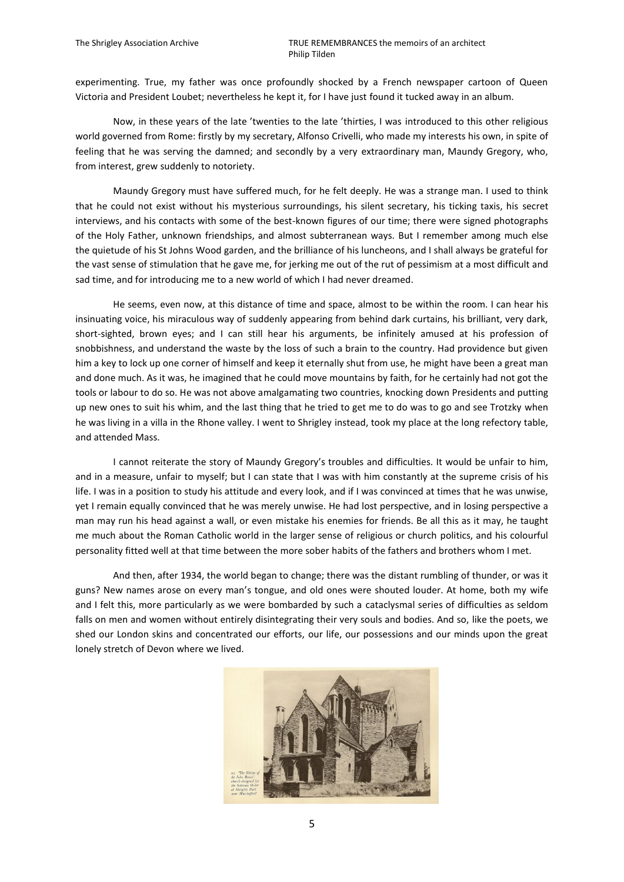experimenting. True, my father was once profoundly shocked by a French newspaper cartoon of Queen Victoria and President Loubet; nevertheless he kept it, for I have just found it tucked away in an album.

Now, in these years of the late 'twenties to the late 'thirties, I was introduced to this other religious world governed from Rome: firstly by my secretary, Alfonso Crivelli, who made my interests his own, in spite of feeling that he was serving the damned; and secondly by a very extraordinary man, Maundy Gregory, who, from interest, grew suddenly to notoriety.

Maundy Gregory must have suffered much, for he felt deeply. He was a strange man. I used to think that he could not exist without his mysterious surroundings, his silent secretary, his ticking taxis, his secret interviews, and his contacts with some of the best-known figures of our time; there were signed photographs of the Holy Father, unknown friendships, and almost subterranean ways. But I remember among much else the quietude of his St Johns Wood garden, and the brilliance of his luncheons, and I shall always be grateful for the vast sense of stimulation that he gave me, for jerking me out of the rut of pessimism at a most difficult and sad time, and for introducing me to a new world of which I had never dreamed.

He seems, even now, at this distance of time and space, almost to be within the room. I can hear his insinuating voice, his miraculous way of suddenly appearing from behind dark curtains, his brilliant, very dark, short-sighted, brown eyes; and I can still hear his arguments, be infinitely amused at his profession of snobbishness, and understand the waste by the loss of such a brain to the country. Had providence but given him a key to lock up one corner of himself and keep it eternally shut from use, he might have been a great man and done much. As it was, he imagined that he could move mountains by faith, for he certainly had not got the tools or labour to do so. He was not above amalgamating two countries, knocking down Presidents and putting up new ones to suit his whim, and the last thing that he tried to get me to do was to go and see Trotzky when he was living in a villa in the Rhone valley. I went to Shrigley instead, took my place at the long refectory table, and attended Mass.

I cannot reiterate the story of Maundy Gregory's troubles and difficulties. It would be unfair to him, and in a measure, unfair to myself; but I can state that I was with him constantly at the supreme crisis of his life. I was in a position to study his attitude and every look, and if I was convinced at times that he was unwise, yet I remain equally convinced that he was merely unwise. He had lost perspective, and in losing perspective a man may run his head against a wall, or even mistake his enemies for friends. Be all this as it may, he taught me much about the Roman Catholic world in the larger sense of religious or church politics, and his colourful personality fitted well at that time between the more sober habits of the fathers and brothers whom I met.

And then, after 1934, the world began to change; there was the distant rumbling of thunder, or was it guns? New names arose on every man's tongue, and old ones were shouted louder. At home, both my wife and I felt this, more particularly as we were bombarded by such a cataclysmal series of difficulties as seldom falls on men and women without entirely disintegrating their very souls and bodies. And so, like the poets, we shed our London skins and concentrated our efforts, our life, our possessions and our minds upon the great lonely stretch of Devon where we lived.

*42. 'The Shrine of St John Bosco': church designed for the Salesian Order at Shrigley Park near Macclesfield*